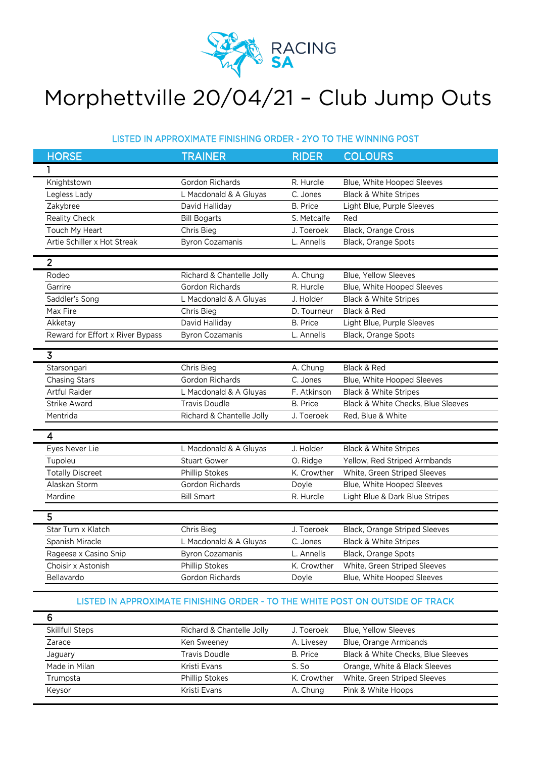RACING SA

# Morphettville 20/04/21 – Club Jump Outs

LISTED IN APPROXIMATE FINISHING ORDER - 2YO TO THE WINNING POST

| HORSE | TRAINER | RIDER | COLOURS |
|---|---|---|---|
| **1** | | | |
| Knightstown | Gordon Richards | R. Hurdle | Blue, White Hooped Sleeves |
| Legless Lady | L Macdonald & A Gluyas | C. Jones | Black & White Stripes |
| Zakybree | David Halliday | B. Price | Light Blue, Purple Sleeves |
| Reality Check | Bill Bogarts | S. Metcalfe | Red |
| Touch My Heart | Chris Bieg | J. Toeroek | Black, Orange Cross |
| Artie Schiller x Hot Streak | Byron Cozamanis | L. Annells | Black, Orange Spots |
| **2** | | | |
| Rodeo | Richard & Chantelle Jolly | A. Chung | Blue, Yellow Sleeves |
| Garrire | Gordon Richards | R. Hurdle | Blue, White Hooped Sleeves |
| Saddler's Song | L Macdonald & A Gluyas | J. Holder | Black & White Stripes |
| Max Fire | Chris Bieg | D. Tourneur | Black & Red |
| Akketay | David Halliday | B. Price | Light Blue, Purple Sleeves |
| Reward for Effort x River Bypass | Byron Cozamanis | L. Annells | Black, Orange Spots |
| **3** | | | |
| Starsongari | Chris Bieg | A. Chung | Black & Red |
| Chasing Stars | Gordon Richards | C. Jones | Blue, White Hooped Sleeves |
| Artful Raider | L Macdonald & A Gluyas | F. Atkinson | Black & White Stripes |
| Strike Award | Travis Doudle | B. Price | Black & White Checks, Blue Sleeves |
| Mentrida | Richard & Chantelle Jolly | J. Toeroek | Red, Blue & White |
| **4** | | | |
| Eyes Never Lie | L Macdonald & A Gluyas | J. Holder | Black & White Stripes |
| Tupoleu | Stuart Gower | O. Ridge | Yellow, Red Striped Armbands |
| Totally Discreet | Phillip Stokes | K. Crowther | White, Green Striped Sleeves |
| Alaskan Storm | Gordon Richards | Doyle | Blue, White Hooped Sleeves |
| Mardine | Bill Smart | R. Hurdle | Light Blue & Dark Blue Stripes |
| **5** | | | |
| Star Turn x Klatch | Chris Bieg | J. Toeroek | Black, Orange Striped Sleeves |
| Spanish Miracle | L Macdonald & A Gluyas | C. Jones | Black & White Stripes |
| Rageese x Casino Snip | Byron Cozamanis | L. Annells | Black, Orange Spots |
| Choisir x Astonish | Phillip Stokes | K. Crowther | White, Green Striped Sleeves |
| Bellavardo | Gordon Richards | Doyle | Blue, White Hooped Sleeves |

LISTED IN APPROXIMATE FINISHING ORDER - TO THE WHITE POST ON OUTSIDE OF TRACK

| HORSE | TRAINER | RIDER | COLOURS |
|---|---|---|---|
| **6** | | | |
| Skillfull Steps | Richard & Chantelle Jolly | J. Toeroek | Blue, Yellow Sleeves |
| Zarace | Ken Sweeney | A. Livesey | Blue, Orange Armbands |
| Jaguary | Travis Doudle | B. Price | Black & White Checks, Blue Sleeves |
| Made in Milan | Kristi Evans | S. So | Orange, White & Black Sleeves |
| Trumpsta | Phillip Stokes | K. Crowther | White, Green Striped Sleeves |
| Keysor | Kristi Evans | A. Chung | Pink & White Hoops |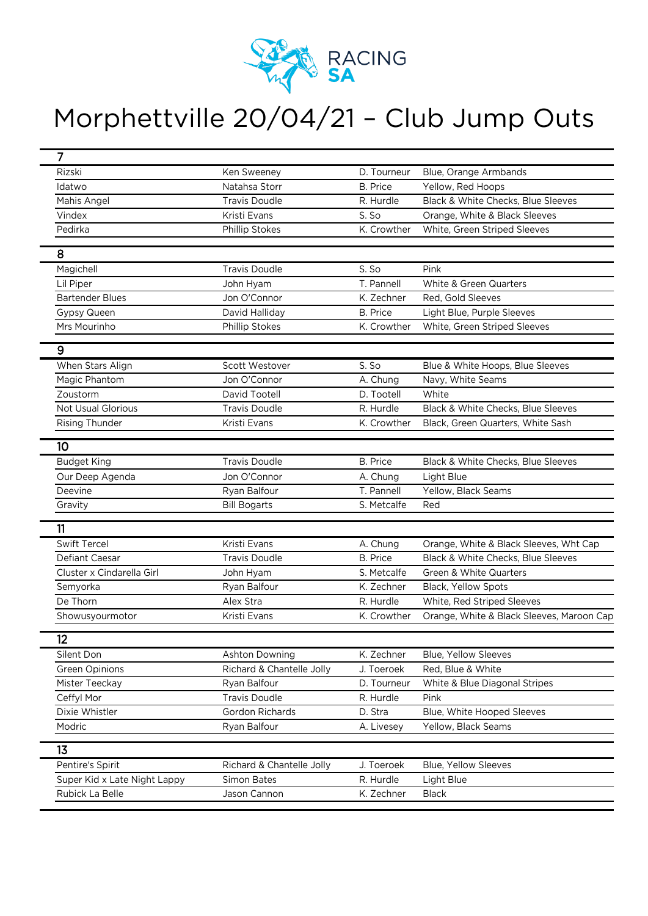RACING SA

# Morphettville 20/04/21 – Club Jump Outs

| | | | |
|---|---|---|---|
| **7** | | | |
| Rizski | Ken Sweeney | D. Tourneur | Blue, Orange Armbands |
| Idatwo | Natahsa Storr | B. Price | Yellow, Red Hoops |
| Mahis Angel | Travis Doudle | R. Hurdle | Black & White Checks, Blue Sleeves |
| Vindex | Kristi Evans | S. So | Orange, White & Black Sleeves |
| Pedirka | Phillip Stokes | K. Crowther | White, Green Striped Sleeves |
| **8** | | | |
| Magichell | Travis Doudle | S. So | Pink |
| Lil Piper | John Hyam | T. Pannell | White & Green Quarters |
| Bartender Blues | Jon O'Connor | K. Zechner | Red, Gold Sleeves |
| Gypsy Queen | David Halliday | B. Price | Light Blue, Purple Sleeves |
| Mrs Mourinho | Phillip Stokes | K. Crowther | White, Green Striped Sleeves |
| **9** | | | |
| When Stars Align | Scott Westover | S. So | Blue & White Hoops, Blue Sleeves |
| Magic Phantom | Jon O'Connor | A. Chung | Navy, White Seams |
| Zoustorm | David Tootell | D. Tootell | White |
| Not Usual Glorious | Travis Doudle | R. Hurdle | Black & White Checks, Blue Sleeves |
| Rising Thunder | Kristi Evans | K. Crowther | Black, Green Quarters, White Sash |
| **10** | | | |
| Budget King | Travis Doudle | B. Price | Black & White Checks, Blue Sleeves |
| Our Deep Agenda | Jon O'Connor | A. Chung | Light Blue |
| Deevine | Ryan Balfour | T. Pannell | Yellow, Black Seams |
| Gravity | Bill Bogarts | S. Metcalfe | Red |
| **11** | | | |
| Swift Tercel | Kristi Evans | A. Chung | Orange, White & Black Sleeves, Wht Cap |
| Defiant Caesar | Travis Doudle | B. Price | Black & White Checks, Blue Sleeves |
| Cluster x Cindarella Girl | John Hyam | S. Metcalfe | Green & White Quarters |
| Semyorka | Ryan Balfour | K. Zechner | Black, Yellow Spots |
| De Thorn | Alex Stra | R. Hurdle | White, Red Striped Sleeves |
| Showusyourmotor | Kristi Evans | K. Crowther | Orange, White & Black Sleeves, Maroon Cap |
| **12** | | | |
| Silent Don | Ashton Downing | K. Zechner | Blue, Yellow Sleeves |
| Green Opinions | Richard & Chantelle Jolly | J. Toeroek | Red, Blue & White |
| Mister Teeckay | Ryan Balfour | D. Tourneur | White & Blue Diagonal Stripes |
| Ceffyl Mor | Travis Doudle | R. Hurdle | Pink |
| Dixie Whistler | Gordon Richards | D. Stra | Blue, White Hooped Sleeves |
| Modric | Ryan Balfour | A. Livesey | Yellow, Black Seams |
| **13** | | | |
| Pentire's Spirit | Richard & Chantelle Jolly | J. Toeroek | Blue, Yellow Sleeves |
| Super Kid x Late Night Lappy | Simon Bates | R. Hurdle | Light Blue |
| Rubick La Belle | Jason Cannon | K. Zechner | Black |